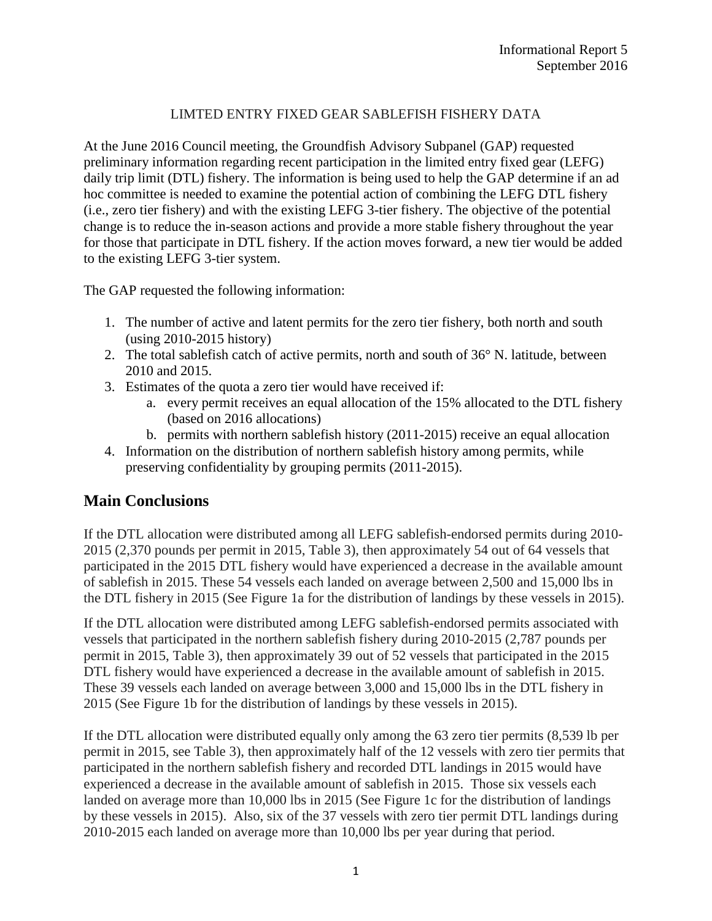Informational Report 5
September 2016

LIMTED ENTRY FIXED GEAR SABLEFISH FISHERY DATA

At the June 2016 Council meeting, the Groundfish Advisory Subpanel (GAP) requested preliminary information regarding recent participation in the limited entry fixed gear (LEFG) daily trip limit (DTL) fishery. The information is being used to help the GAP determine if an ad hoc committee is needed to examine the potential action of combining the LEFG DTL fishery (i.e., zero tier fishery) and with the existing LEFG 3-tier fishery. The objective of the potential change is to reduce the in-season actions and provide a more stable fishery throughout the year for those that participate in DTL fishery. If the action moves forward, a new tier would be added to the existing LEFG 3-tier system.

The GAP requested the following information:

1. The number of active and latent permits for the zero tier fishery, both north and south (using 2010-2015 history)
2. The total sablefish catch of active permits, north and south of 36° N. latitude, between 2010 and 2015.
3. Estimates of the quota a zero tier would have received if:
    a. every permit receives an equal allocation of the 15% allocated to the DTL fishery (based on 2016 allocations)
    b. permits with northern sablefish history (2011-2015) receive an equal allocation
4. Information on the distribution of northern sablefish history among permits, while preserving confidentiality by grouping permits (2011-2015).

## Main Conclusions

If the DTL allocation were distributed among all LEFG sablefish-endorsed permits during 2010-2015 (2,370 pounds per permit in 2015, Table 3), then approximately 54 out of 64 vessels that participated in the 2015 DTL fishery would have experienced a decrease in the available amount of sablefish in 2015. These 54 vessels each landed on average between 2,500 and 15,000 lbs in the DTL fishery in 2015 (See Figure 1a for the distribution of landings by these vessels in 2015).

If the DTL allocation were distributed among LEFG sablefish-endorsed permits associated with vessels that participated in the northern sablefish fishery during 2010-2015 (2,787 pounds per permit in 2015, Table 3), then approximately 39 out of 52 vessels that participated in the 2015 DTL fishery would have experienced a decrease in the available amount of sablefish in 2015. These 39 vessels each landed on average between 3,000 and 15,000 lbs in the DTL fishery in 2015 (See Figure 1b for the distribution of landings by these vessels in 2015).

If the DTL allocation were distributed equally only among the 63 zero tier permits (8,539 lb per permit in 2015, see Table 3), then approximately half of the 12 vessels with zero tier permits that participated in the northern sablefish fishery and recorded DTL landings in 2015 would have experienced a decrease in the available amount of sablefish in 2015. Those six vessels each landed on average more than 10,000 lbs in 2015 (See Figure 1c for the distribution of landings by these vessels in 2015). Also, six of the 37 vessels with zero tier permit DTL landings during 2010-2015 each landed on average more than 10,000 lbs per year during that period.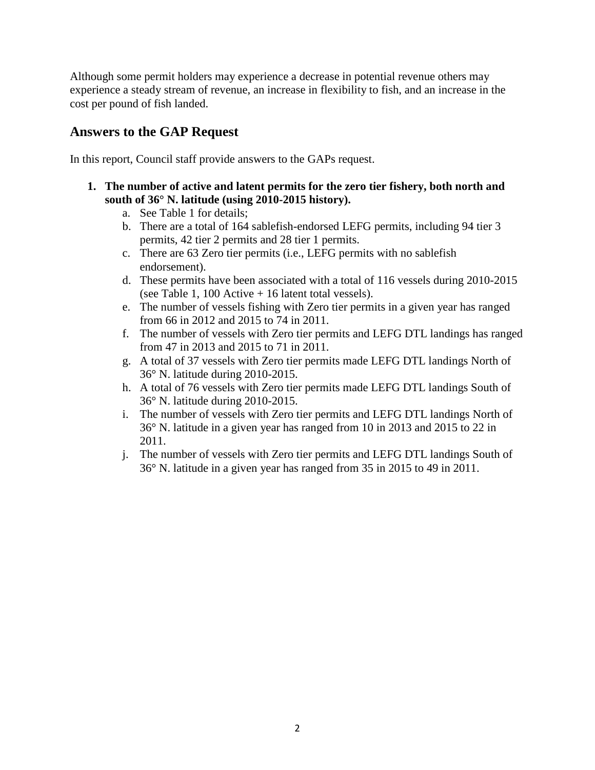Although some permit holders may experience a decrease in potential revenue others may experience a steady stream of revenue, an increase in flexibility to fish, and an increase in the cost per pound of fish landed.

## Answers to the GAP Request

In this report, Council staff provide answers to the GAPs request.

1. **The number of active and latent permits for the zero tier fishery, both north and south of 36° N. latitude (using 2010-2015 history).**
   a. See Table 1 for details;
   b. There are a total of 164 sablefish-endorsed LEFG permits, including 94 tier 3 permits, 42 tier 2 permits and 28 tier 1 permits.
   c. There are 63 Zero tier permits (i.e., LEFG permits with no sablefish endorsement).
   d. These permits have been associated with a total of 116 vessels during 2010-2015 (see Table 1, 100 Active + 16 latent total vessels).
   e. The number of vessels fishing with Zero tier permits in a given year has ranged from 66 in 2012 and 2015 to 74 in 2011.
   f. The number of vessels with Zero tier permits and LEFG DTL landings has ranged from 47 in 2013 and 2015 to 71 in 2011.
   g. A total of 37 vessels with Zero tier permits made LEFG DTL landings North of 36° N. latitude during 2010-2015.
   h. A total of 76 vessels with Zero tier permits made LEFG DTL landings South of 36° N. latitude during 2010-2015.
   i. The number of vessels with Zero tier permits and LEFG DTL landings North of 36° N. latitude in a given year has ranged from 10 in 2013 and 2015 to 22 in 2011.
   j. The number of vessels with Zero tier permits and LEFG DTL landings South of 36° N. latitude in a given year has ranged from 35 in 2015 to 49 in 2011.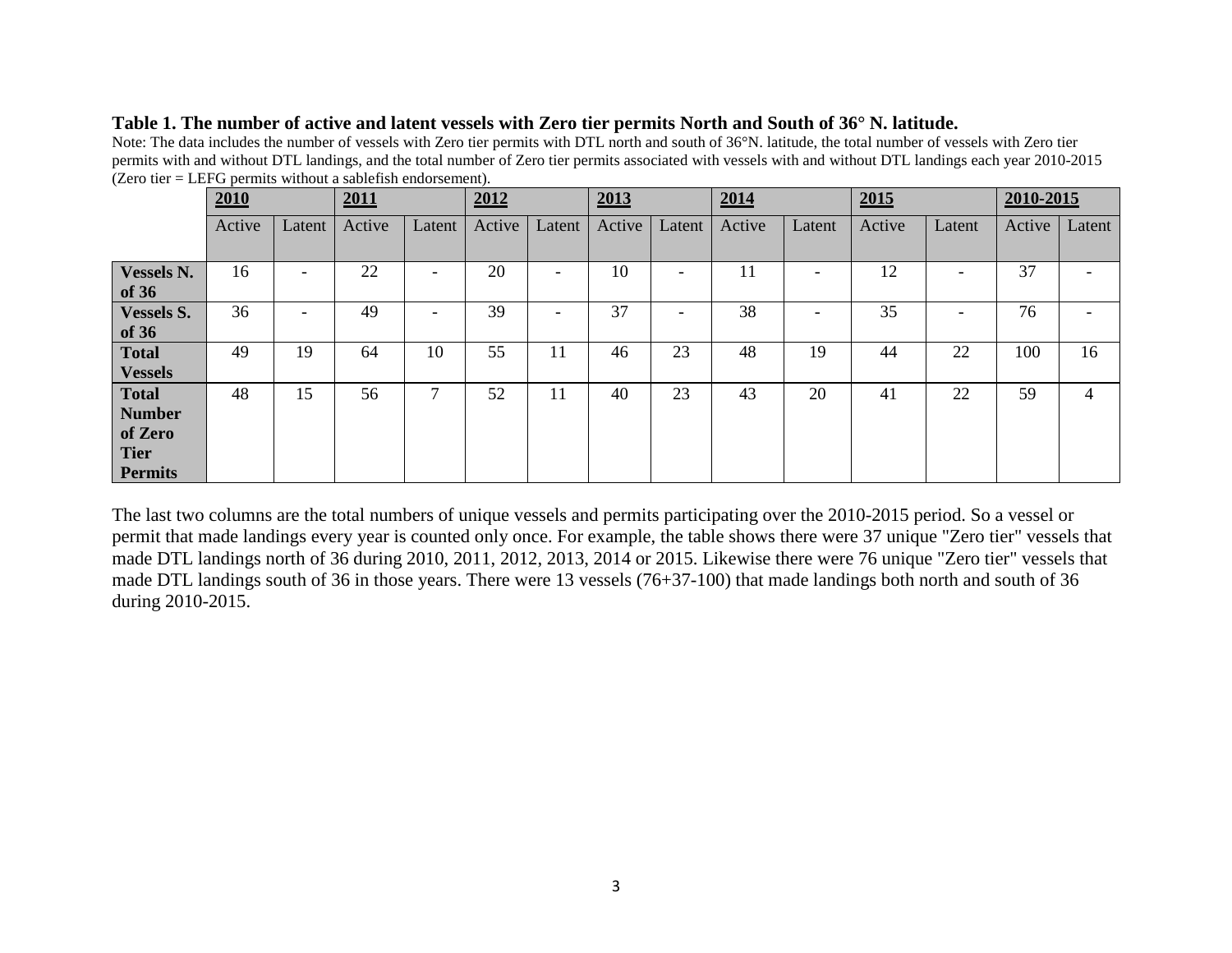**Table 1. The number of active and latent vessels with Zero tier permits North and South of 36° N. latitude.**

Note: The data includes the number of vessels with Zero tier permits with DTL north and south of 36°N. latitude, the total number of vessels with Zero tier permits with and without DTL landings, and the total number of Zero tier permits associated with vessels with and without DTL landings each year 2010-2015 (Zero tier = LEFG permits without a sablefish endorsement).

| | **2010** | | **2011** | | **2012** | | **2013** | | **2014** | | **2015** | | **2010-2015** | |
|---|---|---|---|---|---|---|---|---|---|---|---|---|---|---|
| | Active | Latent | Active | Latent | Active | Latent | Active | Latent | Active | Latent | Active | Latent | Active | Latent |
| **Vessels N. of 36** | 16 | - | 22 | - | 20 | - | 10 | - | 11 | - | 12 | - | 37 | - |
| **Vessels S. of 36** | 36 | - | 49 | - | 39 | - | 37 | - | 38 | - | 35 | - | 76 | - |
| **Total Vessels** | 49 | 19 | 64 | 10 | 55 | 11 | 46 | 23 | 48 | 19 | 44 | 22 | 100 | 16 |
| **Total Number of Zero Tier Permits** | 48 | 15 | 56 | 7 | 52 | 11 | 40 | 23 | 43 | 20 | 41 | 22 | 59 | 4 |

The last two columns are the total numbers of unique vessels and permits participating over the 2010-2015 period. So a vessel or permit that made landings every year is counted only once. For example, the table shows there were 37 unique "Zero tier" vessels that made DTL landings north of 36 during 2010, 2011, 2012, 2013, 2014 or 2015. Likewise there were 76 unique "Zero tier" vessels that made DTL landings south of 36 in those years. There were 13 vessels (76+37-100) that made landings both north and south of 36 during 2010-2015.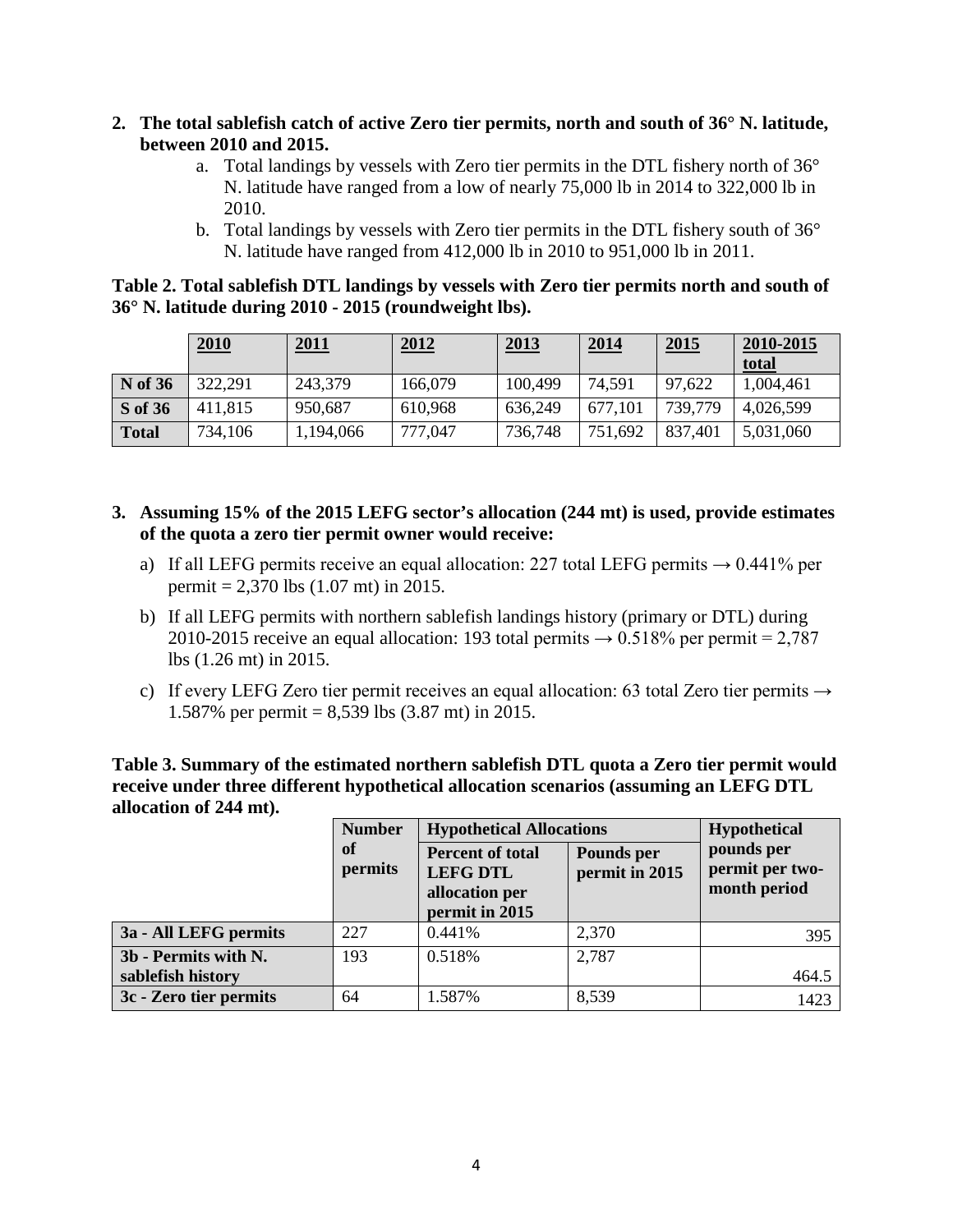2. **The total sablefish catch of active Zero tier permits, north and south of 36° N. latitude, between 2010 and 2015.**
    a. Total landings by vessels with Zero tier permits in the DTL fishery north of 36° N. latitude have ranged from a low of nearly 75,000 lb in 2014 to 322,000 lb in 2010.
    b. Total landings by vessels with Zero tier permits in the DTL fishery south of 36° N. latitude have ranged from 412,000 lb in 2010 to 951,000 lb in 2011.

**Table 2. Total sablefish DTL landings by vessels with Zero tier permits north and south of 36° N. latitude during 2010 - 2015 (roundweight lbs).**

| | 2010 | 2011 | 2012 | 2013 | 2014 | 2015 | 2010-2015 total |
|---|---|---|---|---|---|---|---|
| **N of 36** | 322,291 | 243,379 | 166,079 | 100,499 | 74,591 | 97,622 | 1,004,461 |
| **S of 36** | 411,815 | 950,687 | 610,968 | 636,249 | 677,101 | 739,779 | 4,026,599 |
| **Total** | 734,106 | 1,194,066 | 777,047 | 736,748 | 751,692 | 837,401 | 5,031,060 |

3. **Assuming 15% of the 2015 LEFG sector's allocation (244 mt) is used, provide estimates of the quota a zero tier permit owner would receive:**
    a) If all LEFG permits receive an equal allocation: 227 total LEFG permits → 0.441% per permit = 2,370 lbs (1.07 mt) in 2015.
    b) If all LEFG permits with northern sablefish landings history (primary or DTL) during 2010-2015 receive an equal allocation: 193 total permits → 0.518% per permit = 2,787 lbs (1.26 mt) in 2015.
    c) If every LEFG Zero tier permit receives an equal allocation: 63 total Zero tier permits → 1.587% per permit = 8,539 lbs (3.87 mt) in 2015.

**Table 3. Summary of the estimated northern sablefish DTL quota a Zero tier permit would receive under three different hypothetical allocation scenarios (assuming an LEFG DTL allocation of 244 mt).**

| | Number of permits | Hypothetical Allocations | | Hypothetical pounds per permit per two-month period |
|---|---|---|---|---|
| | | Percent of total LEFG DTL allocation per permit in 2015 | Pounds per permit in 2015 | |
| **3a - All LEFG permits** | 227 | 0.441% | 2,370 | 395 |
| **3b - Permits with N. sablefish history** | 193 | 0.518% | 2,787 | 464.5 |
| **3c - Zero tier permits** | 64 | 1.587% | 8,539 | 1423 |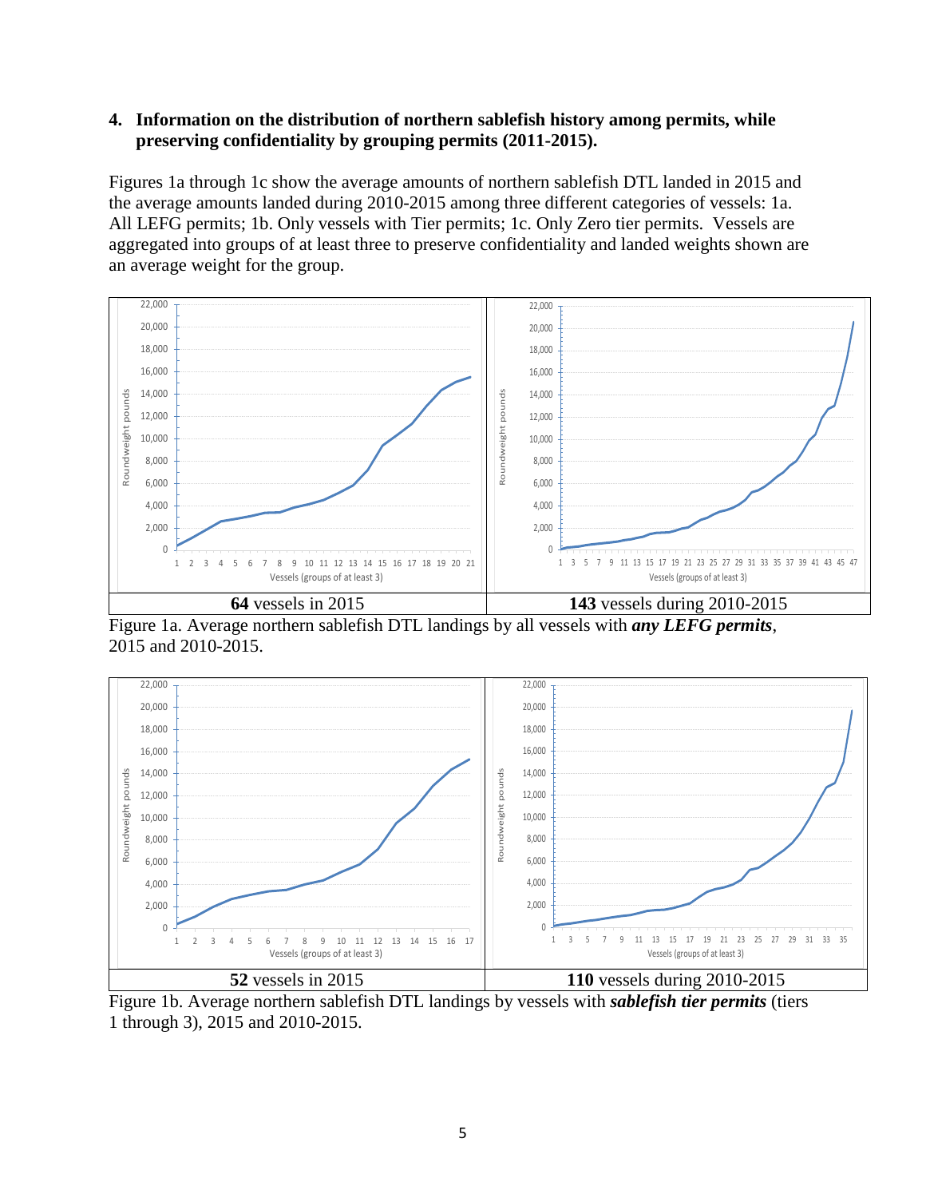## 4. Information on the distribution of northern sablefish history among permits, while preserving confidentiality by grouping permits (2011-2015).

Figures 1a through 1c show the average amounts of northern sablefish DTL landed in 2015 and the average amounts landed during 2010-2015 among three different categories of vessels: 1a. All LEFG permits; 1b. Only vessels with Tier permits; 1c. Only Zero tier permits. Vessels are aggregated into groups of at least three to preserve confidentiality and landed weights shown are an average weight for the group.

| **64** vessels in 2015 | **143** vessels during 2010-2015 |
|---|---|

Figure 1a. Average northern sablefish DTL landings by all vessels with ***any LEFG permits***, 2015 and 2010-2015.

| **52** vessels in 2015 | **110** vessels during 2010-2015 |
|---|---|

Figure 1b. Average northern sablefish DTL landings by vessels with ***sablefish tier permits*** (tiers 1 through 3), 2015 and 2010-2015.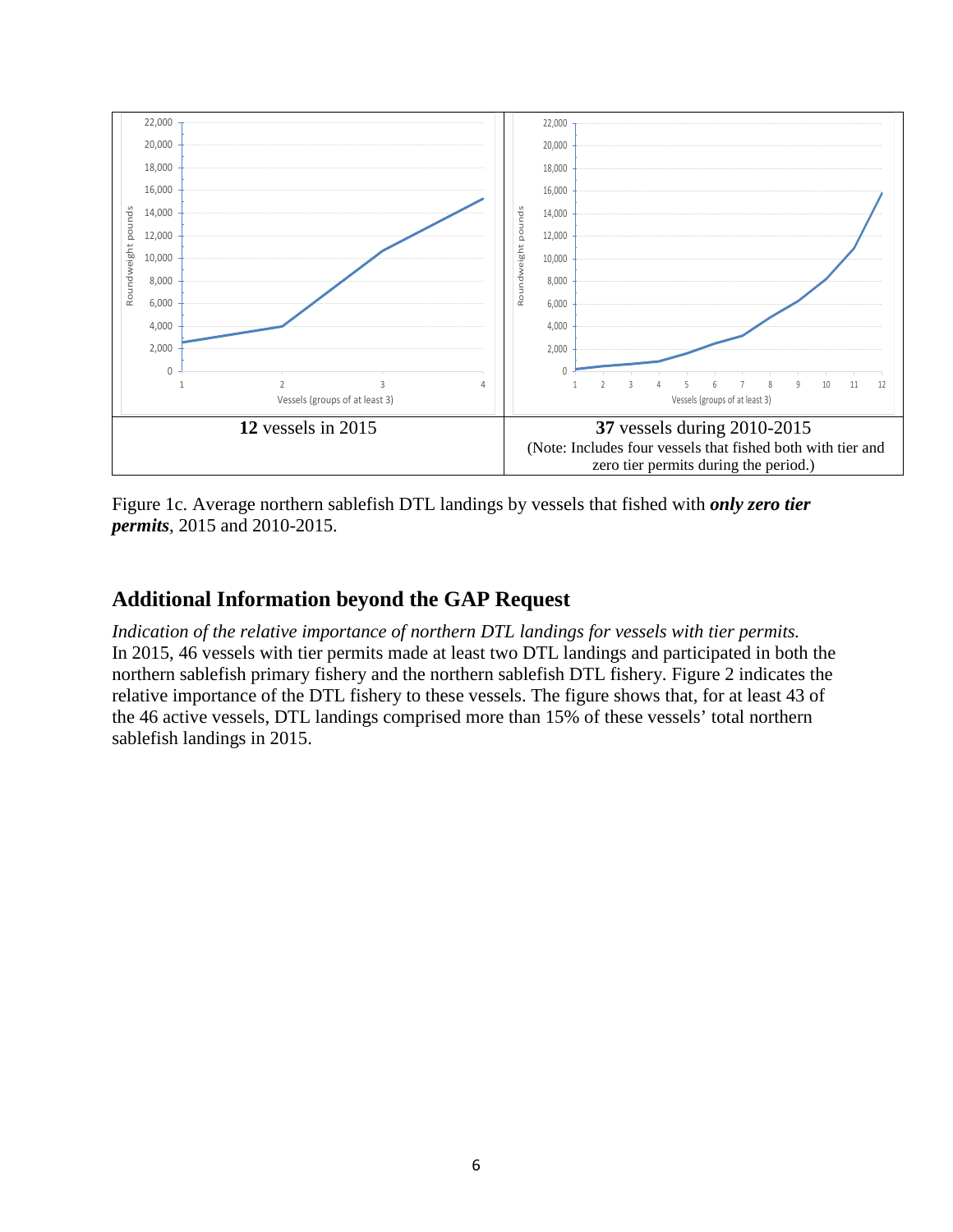| **12** vessels in 2015 | **37** vessels during 2010-2015<br>(Note: Includes four vessels that fished both with tier and zero tier permits during the period.) |
| --- | --- |

Figure 1c. Average northern sablefish DTL landings by vessels that fished with ***only zero tier permits***, 2015 and 2010-2015.

## Additional Information beyond the GAP Request

*Indication of the relative importance of northern DTL landings for vessels with tier permits.*
In 2015, 46 vessels with tier permits made at least two DTL landings and participated in both the northern sablefish primary fishery and the northern sablefish DTL fishery. Figure 2 indicates the relative importance of the DTL fishery to these vessels. The figure shows that, for at least 43 of the 46 active vessels, DTL landings comprised more than 15% of these vessels' total northern sablefish landings in 2015.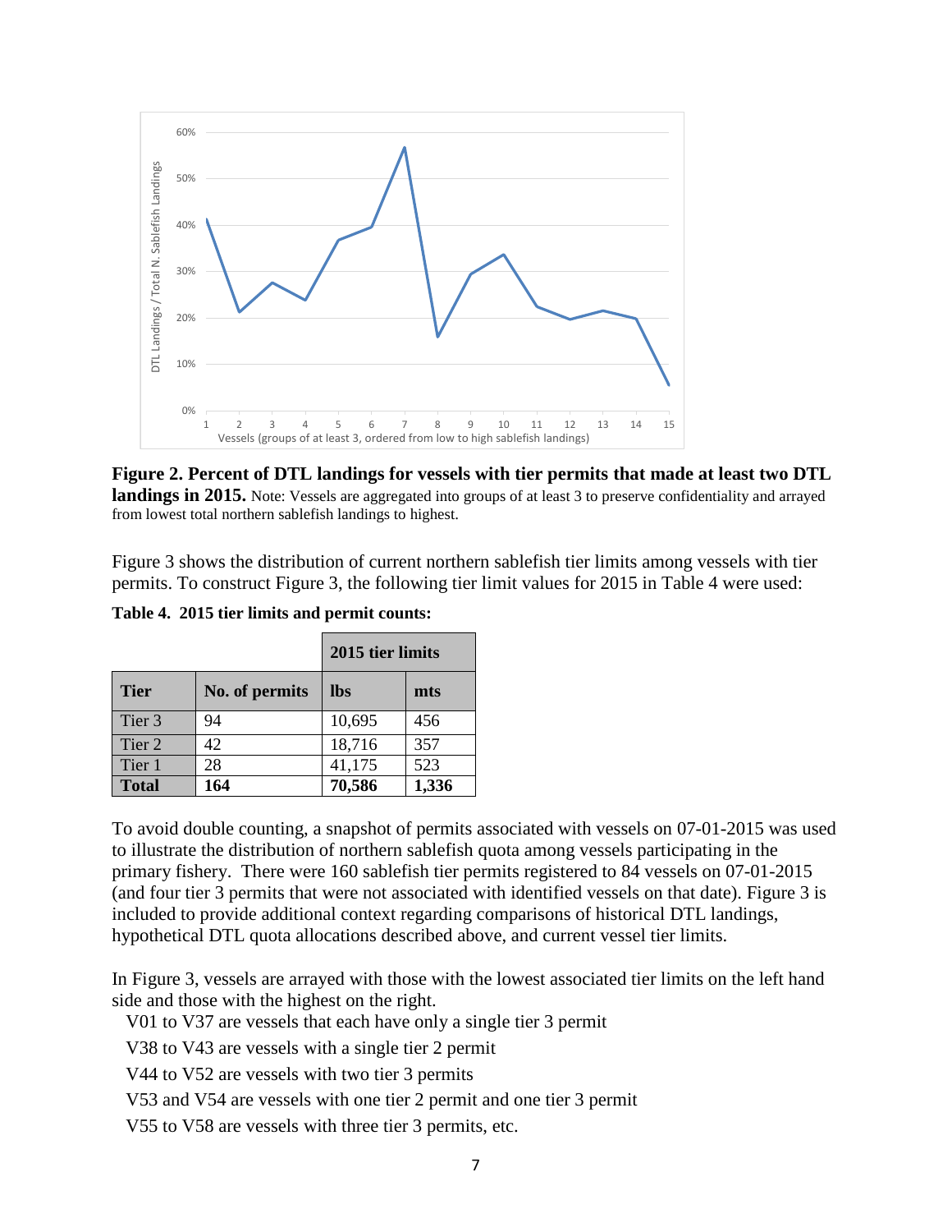**Figure 2. Percent of DTL landings for vessels with tier permits that made at least two DTL landings in 2015.** Note: Vessels are aggregated into groups of at least 3 to preserve confidentiality and arrayed from lowest total northern sablefish landings to highest.

Figure 3 shows the distribution of current northern sablefish tier limits among vessels with tier permits. To construct Figure 3, the following tier limit values for 2015 in Table 4 were used:

**Table 4. 2015 tier limits and permit counts:**

| | | 2015 tier limits | |
|---|---|---|---|
| **Tier** | **No. of permits** | **lbs** | **mts** |
| Tier 3 | 94 | 10,695 | 456 |
| Tier 2 | 42 | 18,716 | 357 |
| Tier 1 | 28 | 41,175 | 523 |
| **Total** | **164** | **70,586** | **1,336** |

To avoid double counting, a snapshot of permits associated with vessels on 07-01-2015 was used to illustrate the distribution of northern sablefish quota among vessels participating in the primary fishery. There were 160 sablefish tier permits registered to 84 vessels on 07-01-2015 (and four tier 3 permits that were not associated with identified vessels on that date). Figure 3 is included to provide additional context regarding comparisons of historical DTL landings, hypothetical DTL quota allocations described above, and current vessel tier limits.

In Figure 3, vessels are arrayed with those with the lowest associated tier limits on the left hand side and those with the highest on the right.

V01 to V37 are vessels that each have only a single tier 3 permit

V38 to V43 are vessels with a single tier 2 permit

V44 to V52 are vessels with two tier 3 permits

V53 and V54 are vessels with one tier 2 permit and one tier 3 permit

V55 to V58 are vessels with three tier 3 permits, etc.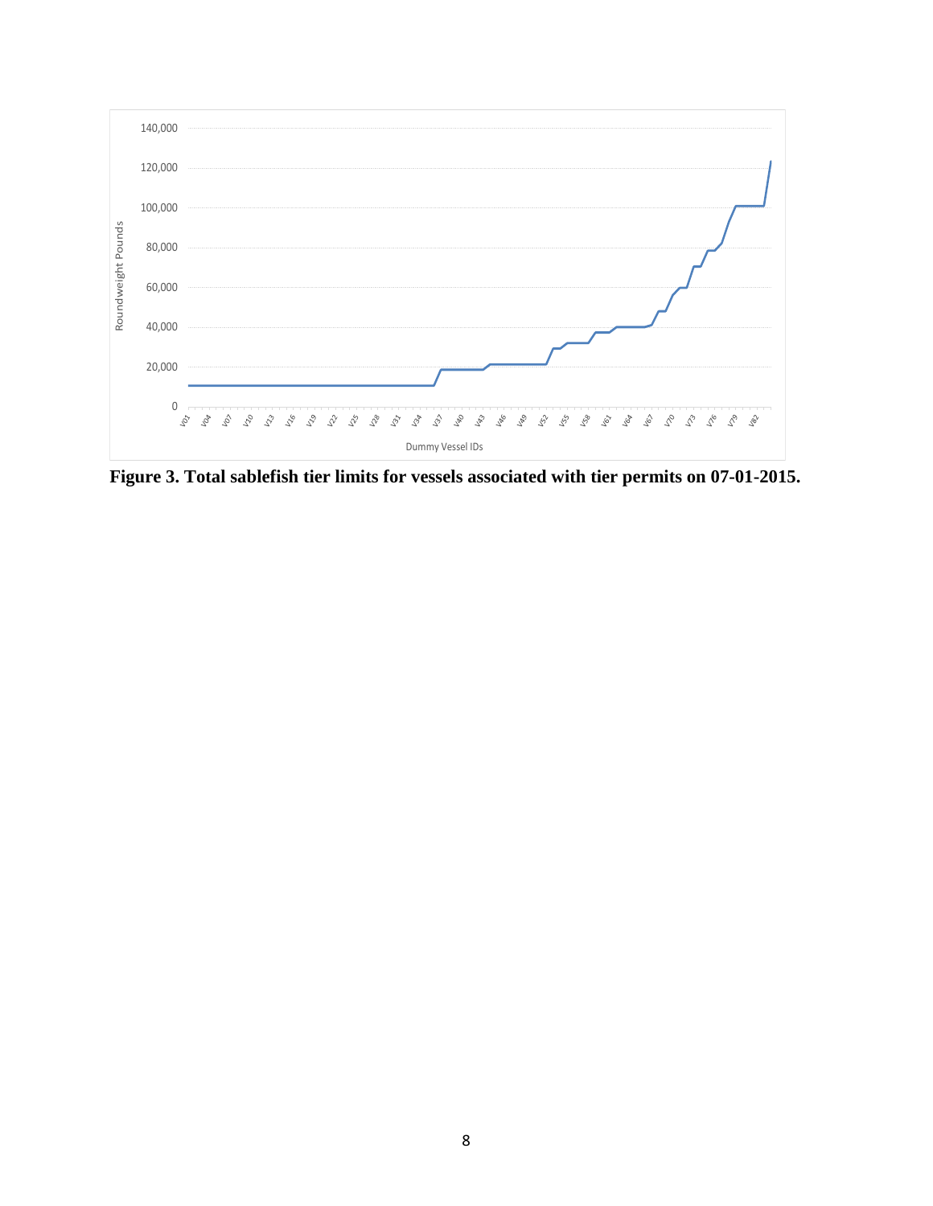140,000
120,000
100,000
80,000
60,000
40,000
20,000
0

Roundweight Pounds

V01 V04 V07 V10 V13 V16 V19 V22 V25 V28 V31 V34 V37 V40 V43 V46 V49 V52 V55 V58 V61 V64 V67 V70 V73 V76 V79 V82

Dummy Vessel IDs

**Figure 3. Total sablefish tier limits for vessels associated with tier permits on 07-01-2015.**